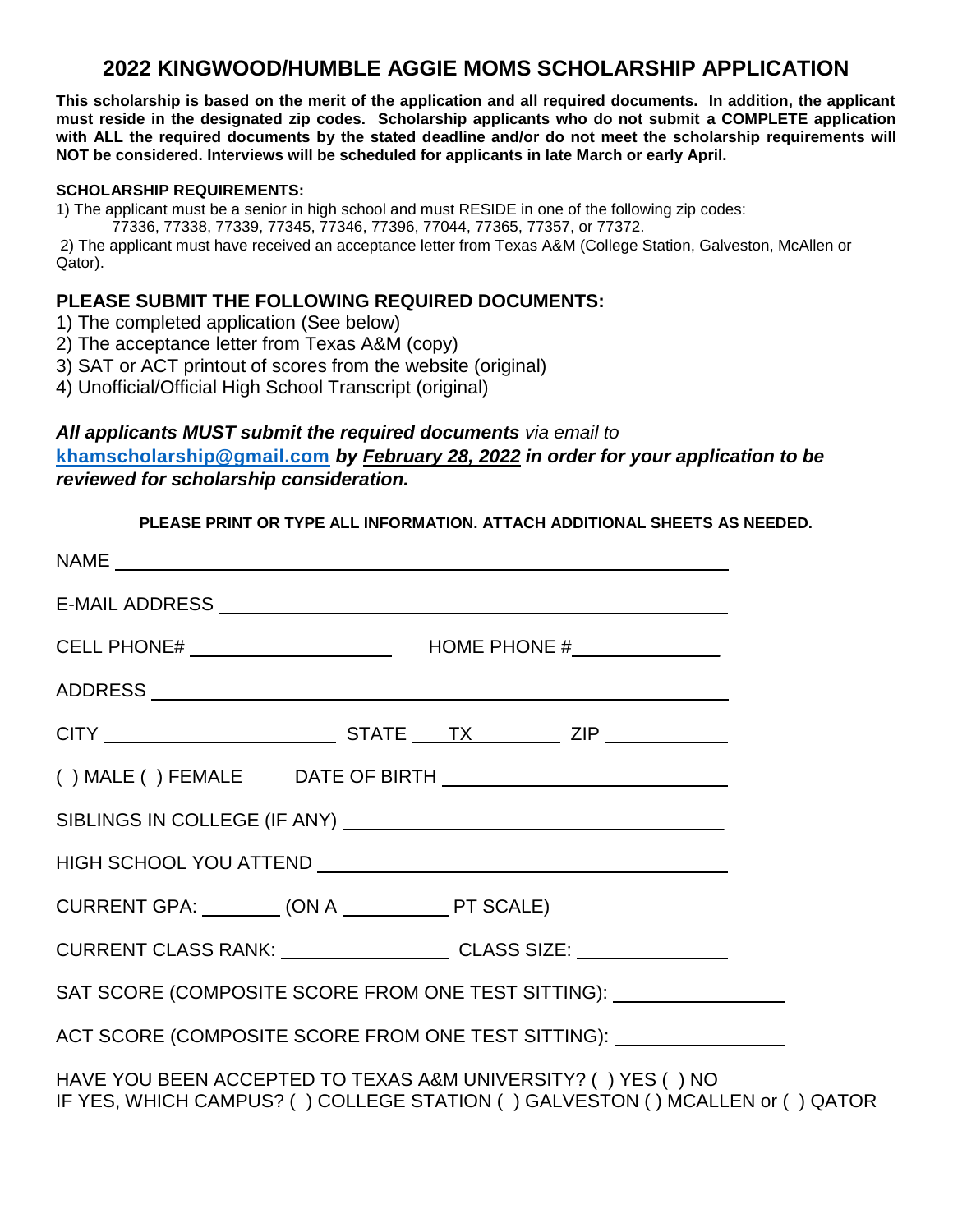# 2022 KINGWOOD/HUMBLE AGGIE MOMS SCHOLARSHIP APPLICATION

**This scholarship is based on the merit of the application and all required documents. In addition, the applicant must reside in the designated zip codes. Scholarship applicants who do not submit a COMPLETE application with ALL the required documents by the stated deadline and/or do not meet the scholarship requirements will NOT be considered. Interviews will be scheduled for applicants in late March or early April.**

**SCHOLARSHIP REQUIREMENTS:**

1) The applicant must be a senior in high school and must RESIDE in one of the following zip codes:
   77336, 77338, 77339, 77345, 77346, 77396, 77044, 77365, 77357, or 77372.
2) The applicant must have received an acceptance letter from Texas A&M (College Station, Galveston, McAllen or Qator).

## PLEASE SUBMIT THE FOLLOWING REQUIRED DOCUMENTS:

1) The completed application (See below)
2) The acceptance letter from Texas A&M (copy)
3) SAT or ACT printout of scores from the website (original)
4) Unofficial/Official High School Transcript (original)

***All applicants MUST submit the required documents*** *via email to* **khamscholarship@gmail.com** ***by February 28, 2022 in order for your application to be reviewed for scholarship consideration.***

**PLEASE PRINT OR TYPE ALL INFORMATION. ATTACH ADDITIONAL SHEETS AS NEEDED.**

NAME ______________________________________________

E-MAIL ADDRESS ______________________________________

CELL PHONE# ____________________ HOME PHONE #______________

ADDRESS ____________________________________________

CITY ______________________ STATE ___TX_________ ZIP ___________

( ) MALE ( ) FEMALE DATE OF BIRTH ___________________________

SIBLINGS IN COLLEGE (IF ANY) ________________________________

HIGH SCHOOL YOU ATTEND _____________________________________

CURRENT GPA: ________ (ON A ___________ PT SCALE)

CURRENT CLASS RANK: ________________ CLASS SIZE: _______________

SAT SCORE (COMPOSITE SCORE FROM ONE TEST SITTING): ________________

ACT SCORE (COMPOSITE SCORE FROM ONE TEST SITTING): ________________

HAVE YOU BEEN ACCEPTED TO TEXAS A&M UNIVERSITY? ( ) YES ( ) NO
IF YES, WHICH CAMPUS? ( ) COLLEGE STATION ( ) GALVESTON ( ) MCALLEN or ( ) QATOR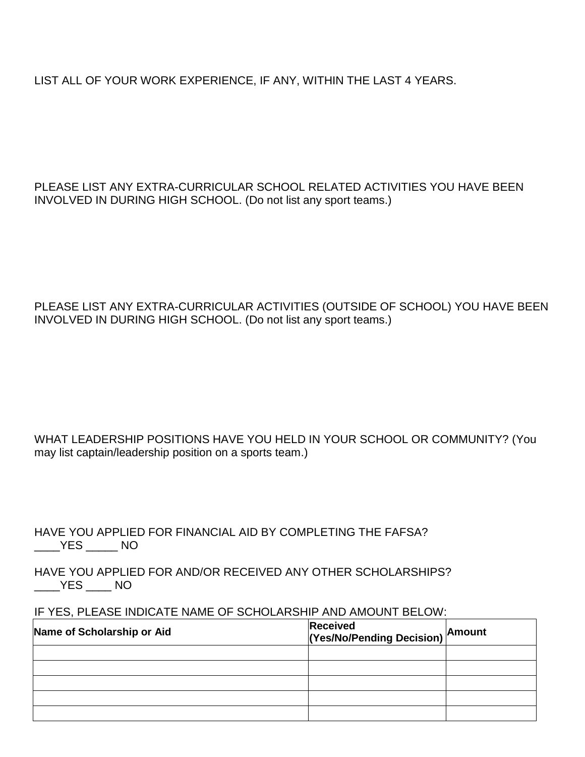LIST ALL OF YOUR WORK EXPERIENCE, IF ANY, WITHIN THE LAST 4 YEARS.

PLEASE LIST ANY EXTRA-CURRICULAR SCHOOL RELATED ACTIVITIES YOU HAVE BEEN INVOLVED IN DURING HIGH SCHOOL. (Do not list any sport teams.)

PLEASE LIST ANY EXTRA-CURRICULAR ACTIVITIES (OUTSIDE OF SCHOOL) YOU HAVE BEEN INVOLVED IN DURING HIGH SCHOOL. (Do not list any sport teams.)

WHAT LEADERSHIP POSITIONS HAVE YOU HELD IN YOUR SCHOOL OR COMMUNITY? (You may list captain/leadership position on a sports team.)

HAVE YOU APPLIED FOR FINANCIAL AID BY COMPLETING THE FAFSA?
____YES _____ NO

HAVE YOU APPLIED FOR AND/OR RECEIVED ANY OTHER SCHOLARSHIPS?
____YES ____ NO

IF YES, PLEASE INDICATE NAME OF SCHOLARSHIP AND AMOUNT BELOW:

| **Name of Scholarship or Aid** | **Received (Yes/No/Pending Decision)** | **Amount** |
|---|---|---|
| | | |
| | | |
| | | |
| | | |
| | | |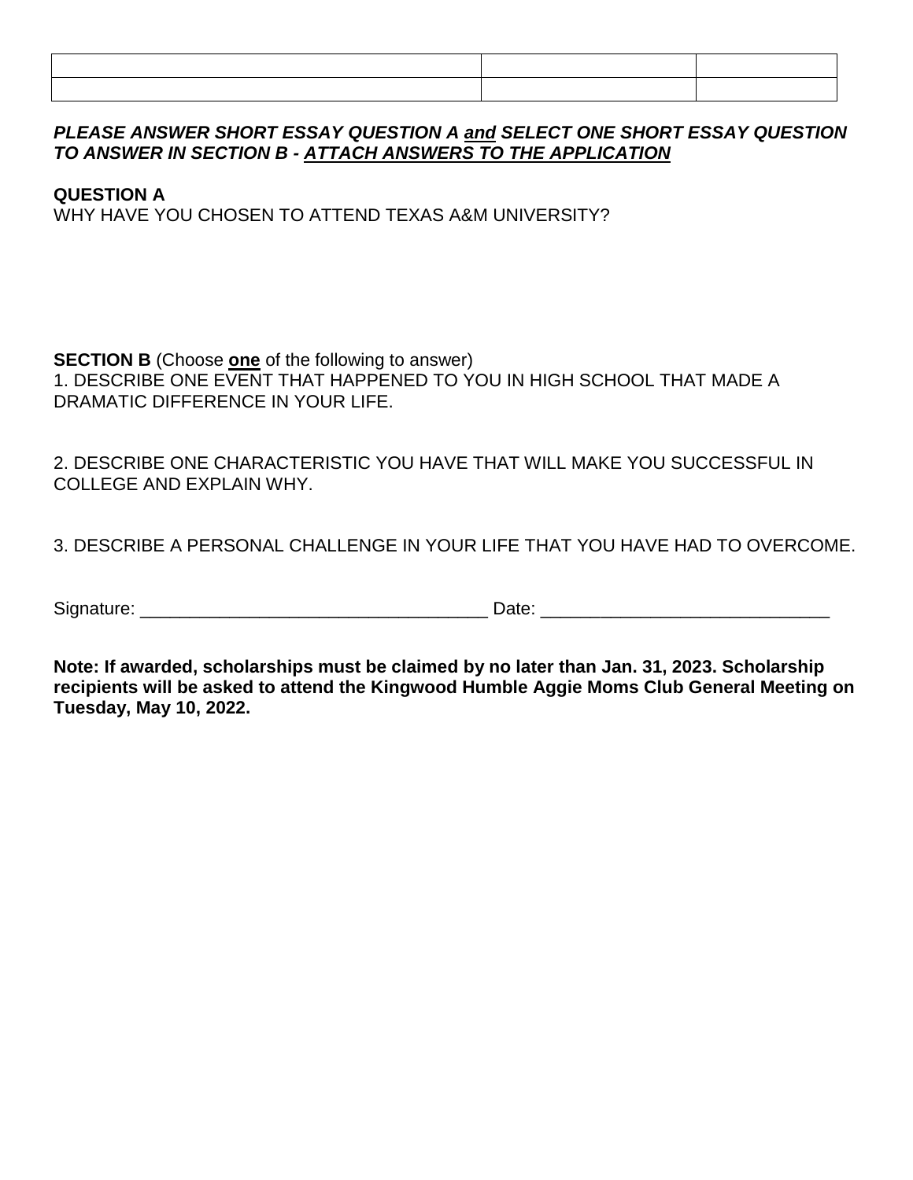| | | |
|---|---|---|
| | | |
| | | |

***PLEASE ANSWER SHORT ESSAY QUESTION A <u>and</u> SELECT ONE SHORT ESSAY QUESTION TO ANSWER IN SECTION B - <u>ATTACH ANSWERS TO THE APPLICATION</u>***

**QUESTION A**
WHY HAVE YOU CHOSEN TO ATTEND TEXAS A&M UNIVERSITY?

**SECTION B** (Choose **<u>one</u>** of the following to answer)
1. DESCRIBE ONE EVENT THAT HAPPENED TO YOU IN HIGH SCHOOL THAT MADE A DRAMATIC DIFFERENCE IN YOUR LIFE.

2. DESCRIBE ONE CHARACTERISTIC YOU HAVE THAT WILL MAKE YOU SUCCESSFUL IN COLLEGE AND EXPLAIN WHY.

3. DESCRIBE A PERSONAL CHALLENGE IN YOUR LIFE THAT YOU HAVE HAD TO OVERCOME.

Signature: ____________________________________ Date: ______________________________

**Note: If awarded, scholarships must be claimed by no later than Jan. 31, 2023. Scholarship recipients will be asked to attend the Kingwood Humble Aggie Moms Club General Meeting on Tuesday, May 10, 2022.**